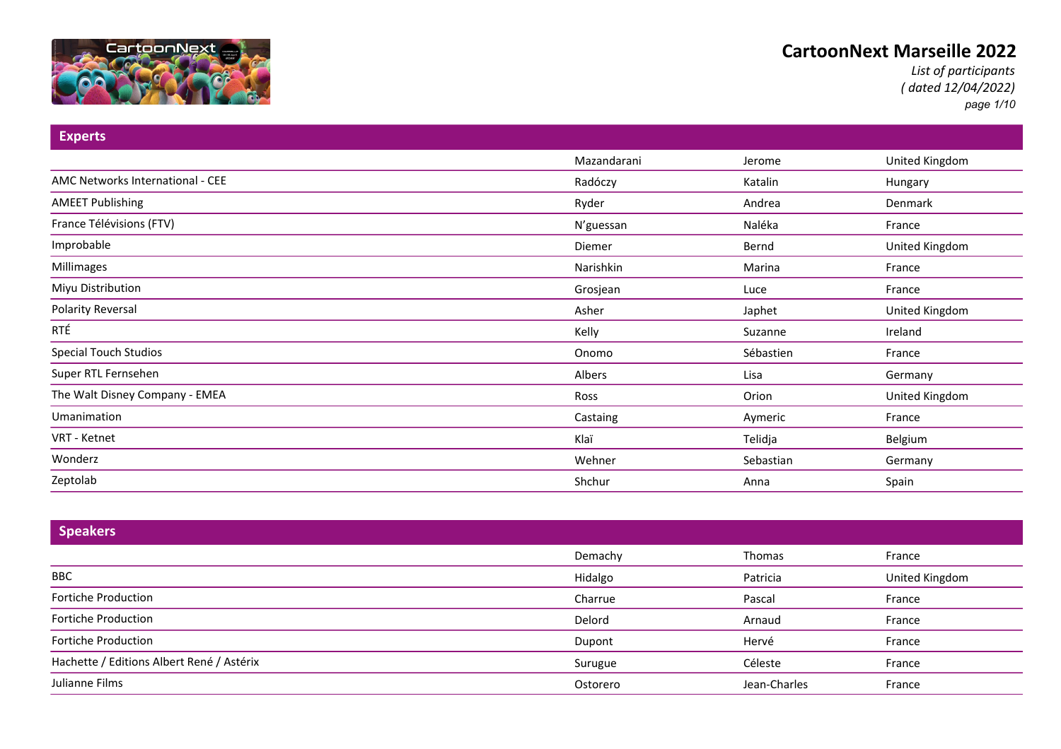# CartoonNext Marseille 2022

*List of participants*
*( dated 12/04/2022)*

## Experts

| | | | |
|---|---|---|---|
| | Mazandarani | Jerome | United Kingdom |
| AMC Networks International - CEE | Radóczy | Katalin | Hungary |
| AMEET Publishing | Ryder | Andrea | Denmark |
| France Télévisions (FTV) | N’guessan | Naléka | France |
| Improbable | Diemer | Bernd | United Kingdom |
| Millimages | Narishkin | Marina | France |
| Miyu Distribution | Grosjean | Luce | France |
| Polarity Reversal | Asher | Japhet | United Kingdom |
| RTÉ | Kelly | Suzanne | Ireland |
| Special Touch Studios | Onomo | Sébastien | France |
| Super RTL Fernsehen | Albers | Lisa | Germany |
| The Walt Disney Company - EMEA | Ross | Orion | United Kingdom |
| Umanimation | Castaing | Aymeric | France |
| VRT - Ketnet | Klaï | Telidja | Belgium |
| Wonderz | Wehner | Sebastian | Germany |
| Zeptolab | Shchur | Anna | Spain |

## Speakers

| | | | |
|---|---|---|---|
| | Demachy | Thomas | France |
| BBC | Hidalgo | Patricia | United Kingdom |
| Fortiche Production | Charrue | Pascal | France |
| Fortiche Production | Delord | Arnaud | France |
| Fortiche Production | Dupont | Hervé | France |
| Hachette / Editions Albert René / Astérix | Surugue | Céleste | France |
| Julianne Films | Ostorero | Jean-Charles | France |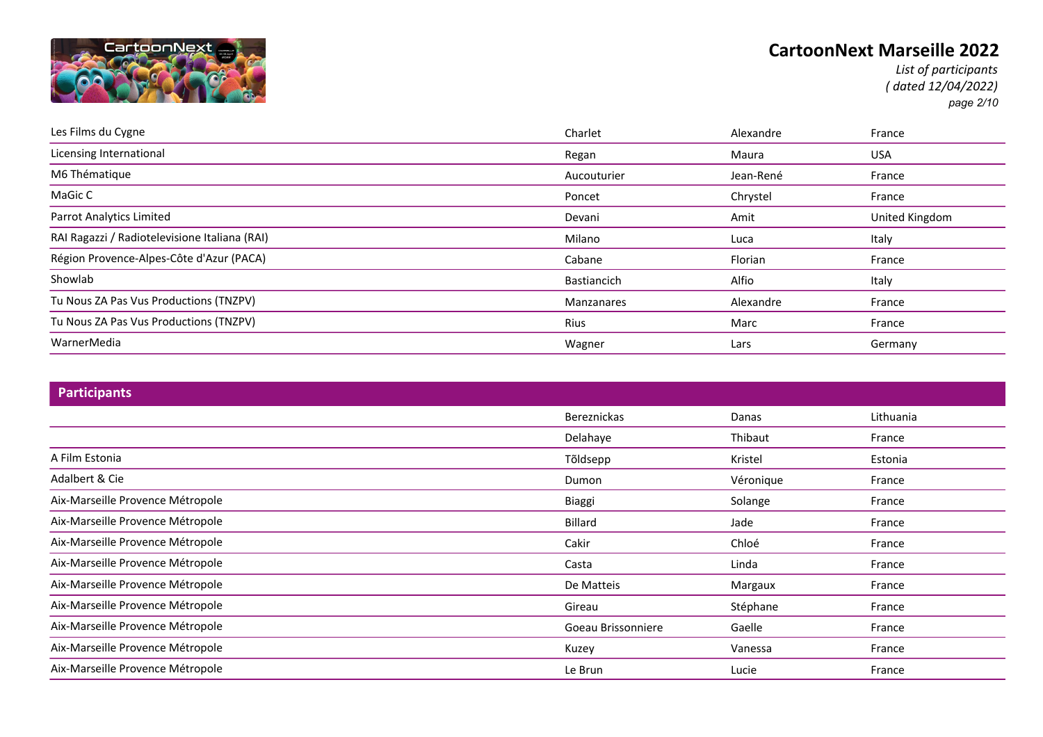| | | | |
|---|---|---|---|
| Les Films du Cygne | Charlet | Alexandre | France |
| Licensing International | Regan | Maura | USA |
| M6 Thématique | Aucouturier | Jean-René | France |
| MaGic C | Poncet | Chrystel | France |
| Parrot Analytics Limited | Devani | Amit | United Kingdom |
| RAI Ragazzi / Radiotelevisione Italiana (RAI) | Milano | Luca | Italy |
| Région Provence-Alpes-Côte d'Azur (PACA) | Cabane | Florian | France |
| Showlab | Bastiancich | Alfio | Italy |
| Tu Nous ZA Pas Vus Productions (TNZPV) | Manzanares | Alexandre | France |
| Tu Nous ZA Pas Vus Productions (TNZPV) | Rius | Marc | France |
| WarnerMedia | Wagner | Lars | Germany |

## Participants

| | | | |
|---|---|---|---|
| | Bereznickas | Danas | Lithuania |
| | Delahaye | Thibaut | France |
| A Film Estonia | Tõldsepp | Kristel | Estonia |
| Adalbert & Cie | Dumon | Véronique | France |
| Aix-Marseille Provence Métropole | Biaggi | Solange | France |
| Aix-Marseille Provence Métropole | Billard | Jade | France |
| Aix-Marseille Provence Métropole | Cakir | Chloé | France |
| Aix-Marseille Provence Métropole | Casta | Linda | France |
| Aix-Marseille Provence Métropole | De Matteis | Margaux | France |
| Aix-Marseille Provence Métropole | Gireau | Stéphane | France |
| Aix-Marseille Provence Métropole | Goeau Brissonniere | Gaelle | France |
| Aix-Marseille Provence Métropole | Kuzey | Vanessa | France |
| Aix-Marseille Provence Métropole | Le Brun | Lucie | France |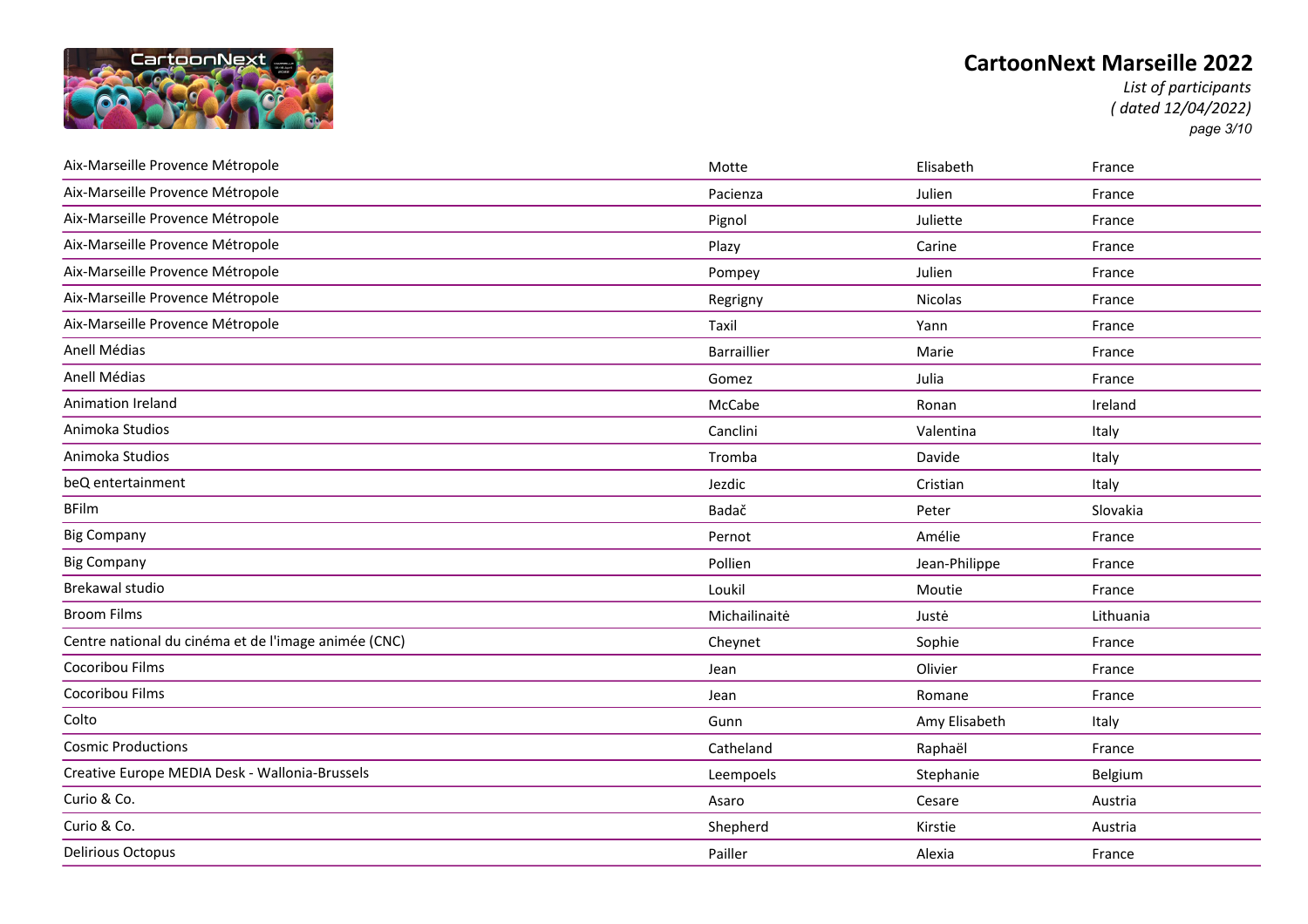# CartoonNext Marseille 2022

*List of participants*
*( dated 12/04/2022)*

| Organisation | Last name | First name | Country |
|---|---|---|---|
| Aix-Marseille Provence Métropole | Motte | Elisabeth | France |
| Aix-Marseille Provence Métropole | Pacienza | Julien | France |
| Aix-Marseille Provence Métropole | Pignol | Juliette | France |
| Aix-Marseille Provence Métropole | Plazy | Carine | France |
| Aix-Marseille Provence Métropole | Pompey | Julien | France |
| Aix-Marseille Provence Métropole | Regrigny | Nicolas | France |
| Aix-Marseille Provence Métropole | Taxil | Yann | France |
| Anell Médias | Barraillier | Marie | France |
| Anell Médias | Gomez | Julia | France |
| Animation Ireland | McCabe | Ronan | Ireland |
| Animoka Studios | Canclini | Valentina | Italy |
| Animoka Studios | Tromba | Davide | Italy |
| beQ entertainment | Jezdic | Cristian | Italy |
| BFilm | Badač | Peter | Slovakia |
| Big Company | Pernot | Amélie | France |
| Big Company | Pollien | Jean-Philippe | France |
| Brekawal studio | Loukil | Moutie | France |
| Broom Films | Michailinaitė | Justė | Lithuania |
| Centre national du cinéma et de l'image animée (CNC) | Cheynet | Sophie | France |
| Cocoribou Films | Jean | Olivier | France |
| Cocoribou Films | Jean | Romane | France |
| Colto | Gunn | Amy Elisabeth | Italy |
| Cosmic Productions | Catheland | Raphaël | France |
| Creative Europe MEDIA Desk - Wallonia-Brussels | Leempoels | Stephanie | Belgium |
| Curio & Co. | Asaro | Cesare | Austria |
| Curio & Co. | Shepherd | Kirstie | Austria |
| Delirious Octopus | Pailler | Alexia | France |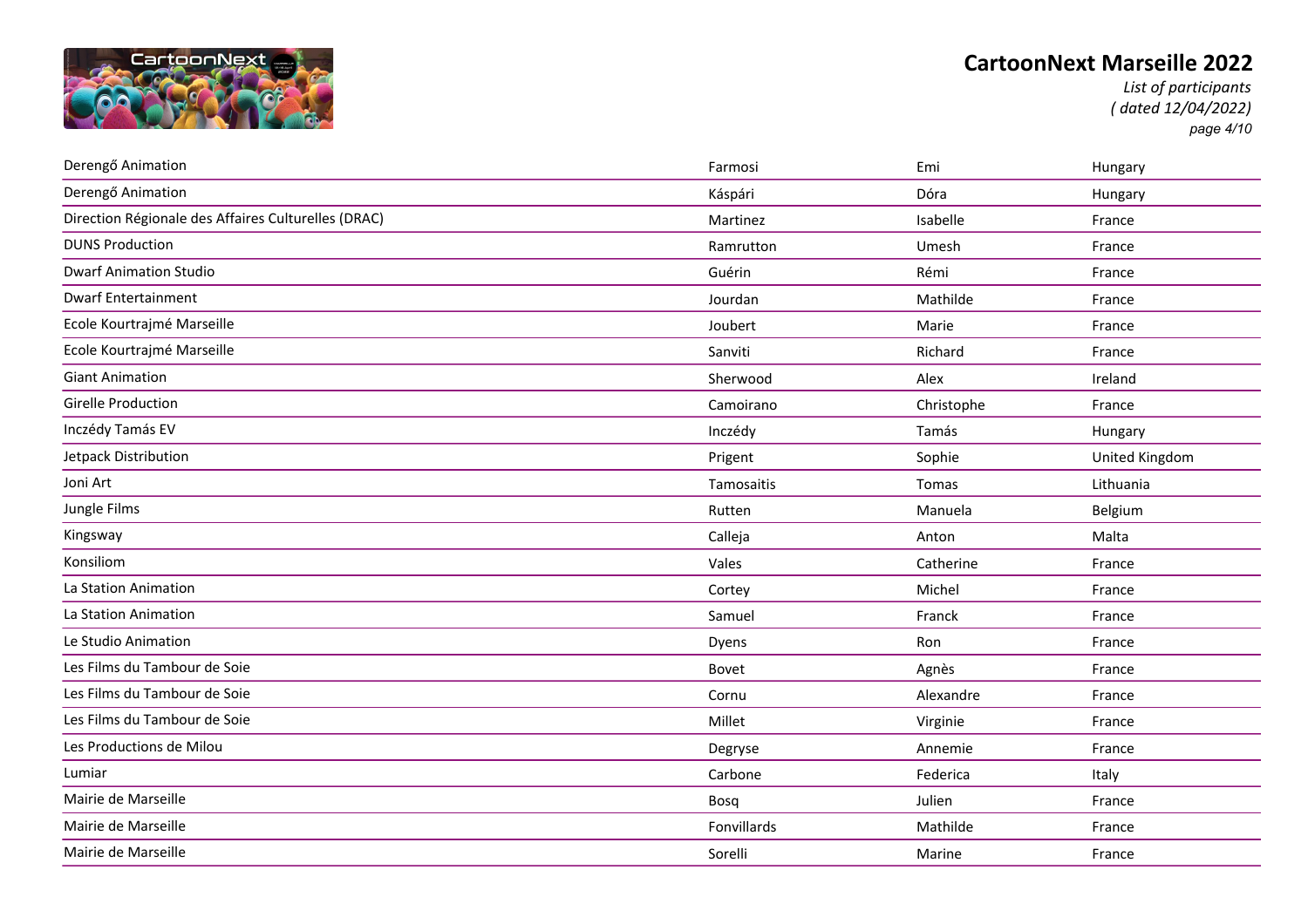| | | | |
|---|---|---|---|
| Derengő Animation | Farmosi | Emi | Hungary |
| Derengő Animation | Káspári | Dóra | Hungary |
| Direction Régionale des Affaires Culturelles (DRAC) | Martinez | Isabelle | France |
| DUNS Production | Ramrutton | Umesh | France |
| Dwarf Animation Studio | Guérin | Rémi | France |
| Dwarf Entertainment | Jourdan | Mathilde | France |
| Ecole Kourtrajmé Marseille | Joubert | Marie | France |
| Ecole Kourtrajmé Marseille | Sanviti | Richard | France |
| Giant Animation | Sherwood | Alex | Ireland |
| Girelle Production | Camoirano | Christophe | France |
| Inczédy Tamás EV | Inczédy | Tamás | Hungary |
| Jetpack Distribution | Prigent | Sophie | United Kingdom |
| Joni Art | Tamosaitis | Tomas | Lithuania |
| Jungle Films | Rutten | Manuela | Belgium |
| Kingsway | Calleja | Anton | Malta |
| Konsiliom | Vales | Catherine | France |
| La Station Animation | Cortey | Michel | France |
| La Station Animation | Samuel | Franck | France |
| Le Studio Animation | Dyens | Ron | France |
| Les Films du Tambour de Soie | Bovet | Agnès | France |
| Les Films du Tambour de Soie | Cornu | Alexandre | France |
| Les Films du Tambour de Soie | Millet | Virginie | France |
| Les Productions de Milou | Degryse | Annemie | France |
| Lumiar | Carbone | Federica | Italy |
| Mairie de Marseille | Bosq | Julien | France |
| Mairie de Marseille | Fonvillards | Mathilde | France |
| Mairie de Marseille | Sorelli | Marine | France |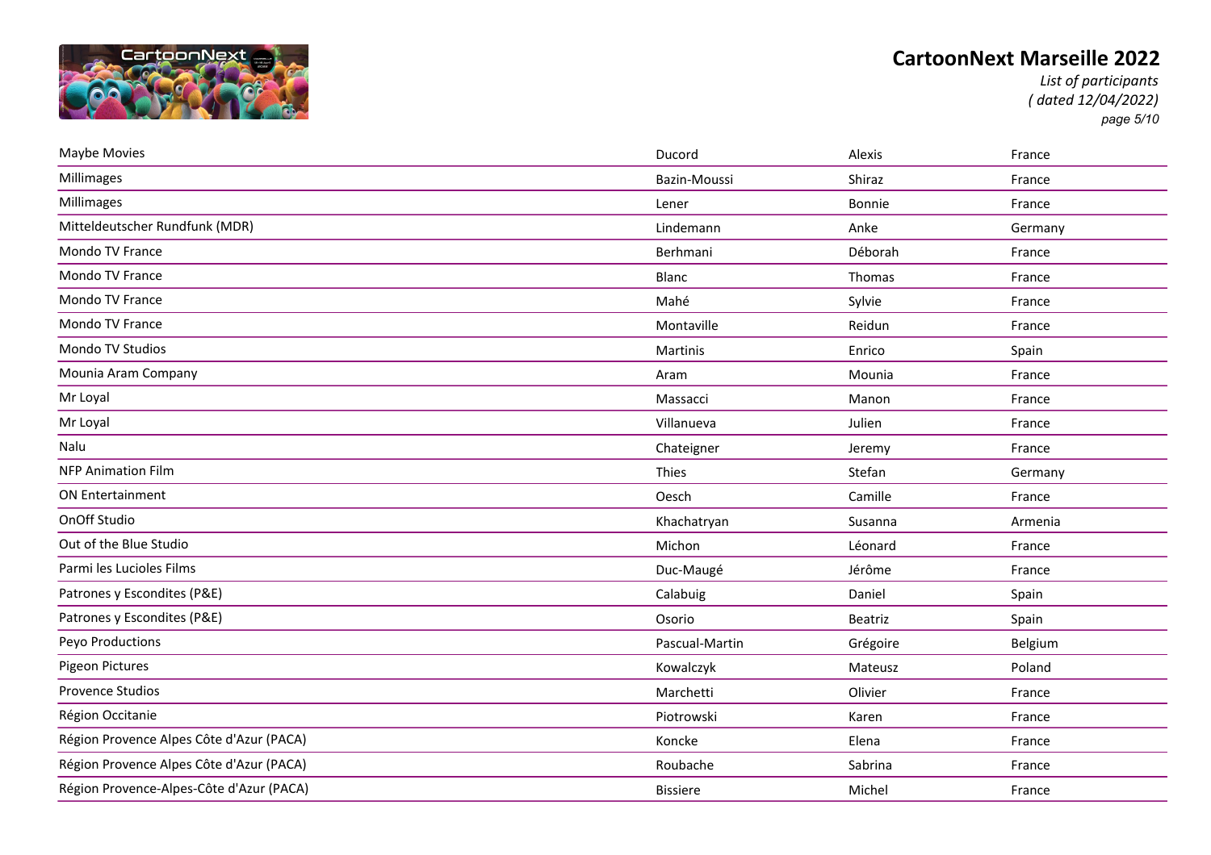# CartoonNext Marseille 2022

*List of participants*
*( dated 12/04/2022)*

| | | | |
|---|---|---|---|
| Maybe Movies | Ducord | Alexis | France |
| Millimages | Bazin-Moussi | Shiraz | France |
| Millimages | Lener | Bonnie | France |
| Mitteldeutscher Rundfunk (MDR) | Lindemann | Anke | Germany |
| Mondo TV France | Berhmani | Déborah | France |
| Mondo TV France | Blanc | Thomas | France |
| Mondo TV France | Mahé | Sylvie | France |
| Mondo TV France | Montaville | Reidun | France |
| Mondo TV Studios | Martinis | Enrico | Spain |
| Mounia Aram Company | Aram | Mounia | France |
| Mr Loyal | Massacci | Manon | France |
| Mr Loyal | Villanueva | Julien | France |
| Nalu | Chateigner | Jeremy | France |
| NFP Animation Film | Thies | Stefan | Germany |
| ON Entertainment | Oesch | Camille | France |
| OnOff Studio | Khachatryan | Susanna | Armenia |
| Out of the Blue Studio | Michon | Léonard | France |
| Parmi les Lucioles Films | Duc-Maugé | Jérôme | France |
| Patrones y Escondites (P&E) | Calabuig | Daniel | Spain |
| Patrones y Escondites (P&E) | Osorio | Beatriz | Spain |
| Peyo Productions | Pascual-Martin | Grégoire | Belgium |
| Pigeon Pictures | Kowalczyk | Mateusz | Poland |
| Provence Studios | Marchetti | Olivier | France |
| Région Occitanie | Piotrowski | Karen | France |
| Région Provence Alpes Côte d'Azur (PACA) | Koncke | Elena | France |
| Région Provence Alpes Côte d'Azur (PACA) | Roubache | Sabrina | France |
| Région Provence-Alpes-Côte d'Azur (PACA) | Bissiere | Michel | France |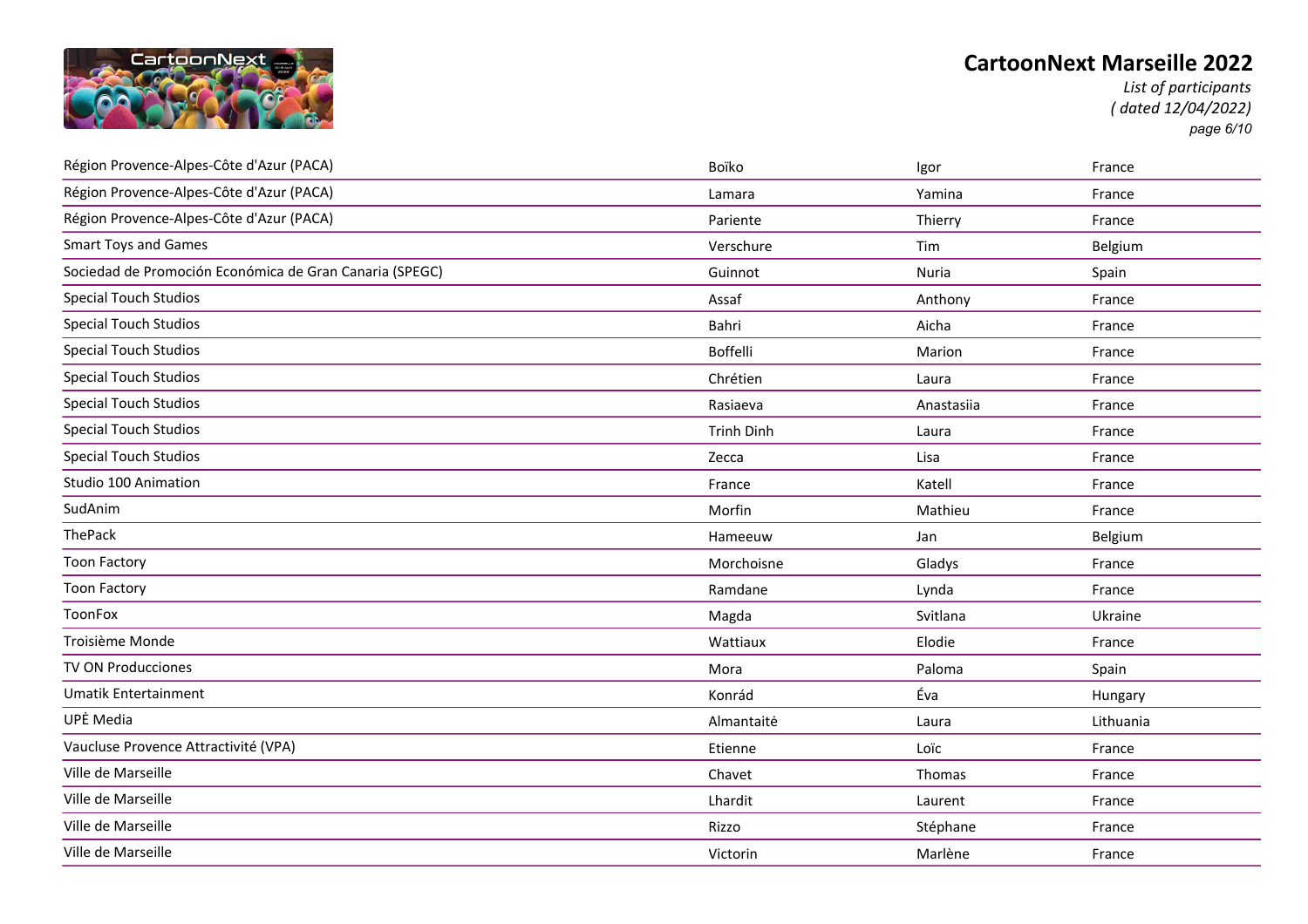| | | | |
|---|---|---|---|
| Région Provence-Alpes-Côte d'Azur (PACA) | Boïko | Igor | France |
| Région Provence-Alpes-Côte d'Azur (PACA) | Lamara | Yamina | France |
| Région Provence-Alpes-Côte d'Azur (PACA) | Pariente | Thierry | France |
| Smart Toys and Games | Verschure | Tim | Belgium |
| Sociedad de Promoción Económica de Gran Canaria (SPEGC) | Guinnot | Nuria | Spain |
| Special Touch Studios | Assaf | Anthony | France |
| Special Touch Studios | Bahri | Aicha | France |
| Special Touch Studios | Boffelli | Marion | France |
| Special Touch Studios | Chrétien | Laura | France |
| Special Touch Studios | Rasiaeva | Anastasiia | France |
| Special Touch Studios | Trinh Dinh | Laura | France |
| Special Touch Studios | Zecca | Lisa | France |
| Studio 100 Animation | France | Katell | France |
| SudAnim | Morfin | Mathieu | France |
| ThePack | Hameeuw | Jan | Belgium |
| Toon Factory | Morchoisne | Gladys | France |
| Toon Factory | Ramdane | Lynda | France |
| ToonFox | Magda | Svitlana | Ukraine |
| Troisième Monde | Wattiaux | Elodie | France |
| TV ON Producciones | Mora | Paloma | Spain |
| Umatik Entertainment | Konrád | Éva | Hungary |
| UPĖ Media | Almantaitė | Laura | Lithuania |
| Vaucluse Provence Attractivité (VPA) | Etienne | Loïc | France |
| Ville de Marseille | Chavet | Thomas | France |
| Ville de Marseille | Lhardit | Laurent | France |
| Ville de Marseille | Rizzo | Stéphane | France |
| Ville de Marseille | Victorin | Marlène | France |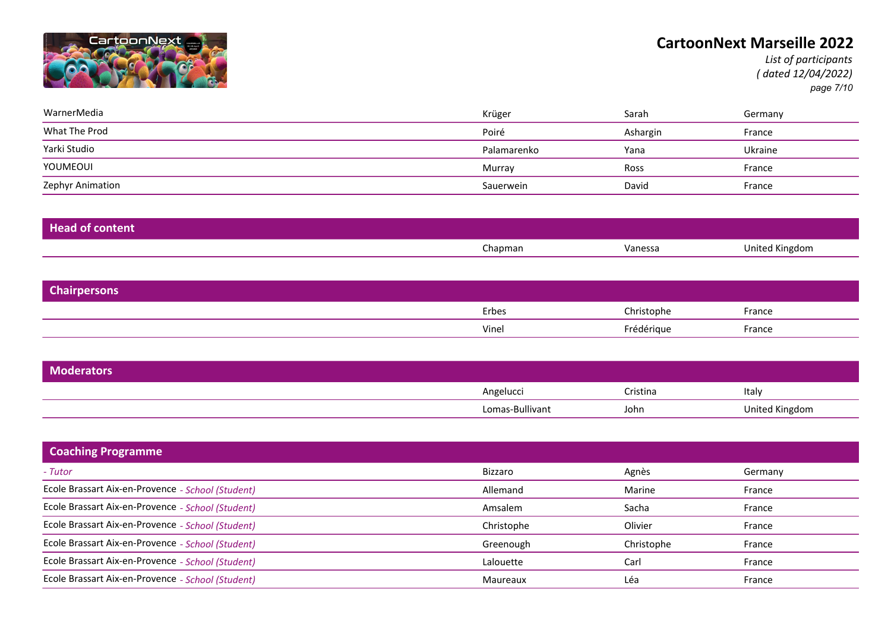| | | | |
|---|---|---|---|
| WarnerMedia | Krüger | Sarah | Germany |
| What The Prod | Poiré | Ashargin | France |
| Yarki Studio | Palamarenko | Yana | Ukraine |
| YOUMEOUI | Murray | Ross | France |
| Zephyr Animation | Sauerwein | David | France |

## Head of content

| | | | |
|---|---|---|---|
| | Chapman | Vanessa | United Kingdom |

## Chairpersons

| | | | |
|---|---|---|---|
| | Erbes | Christophe | France |
| | Vinel | Frédérique | France |

## Moderators

| | | | |
|---|---|---|---|
| | Angelucci | Cristina | Italy |
| | Lomas-Bullivant | John | United Kingdom |

## Coaching Programme

| | | | |
|---|---|---|---|
| *- Tutor* | Bizzaro | Agnès | Germany |
| Ecole Brassart Aix-en-Provence *- School (Student)* | Allemand | Marine | France |
| Ecole Brassart Aix-en-Provence *- School (Student)* | Amsalem | Sacha | France |
| Ecole Brassart Aix-en-Provence *- School (Student)* | Christophe | Olivier | France |
| Ecole Brassart Aix-en-Provence *- School (Student)* | Greenough | Christophe | France |
| Ecole Brassart Aix-en-Provence *- School (Student)* | Lalouette | Carl | France |
| Ecole Brassart Aix-en-Provence *- School (Student)* | Maureaux | Léa | France |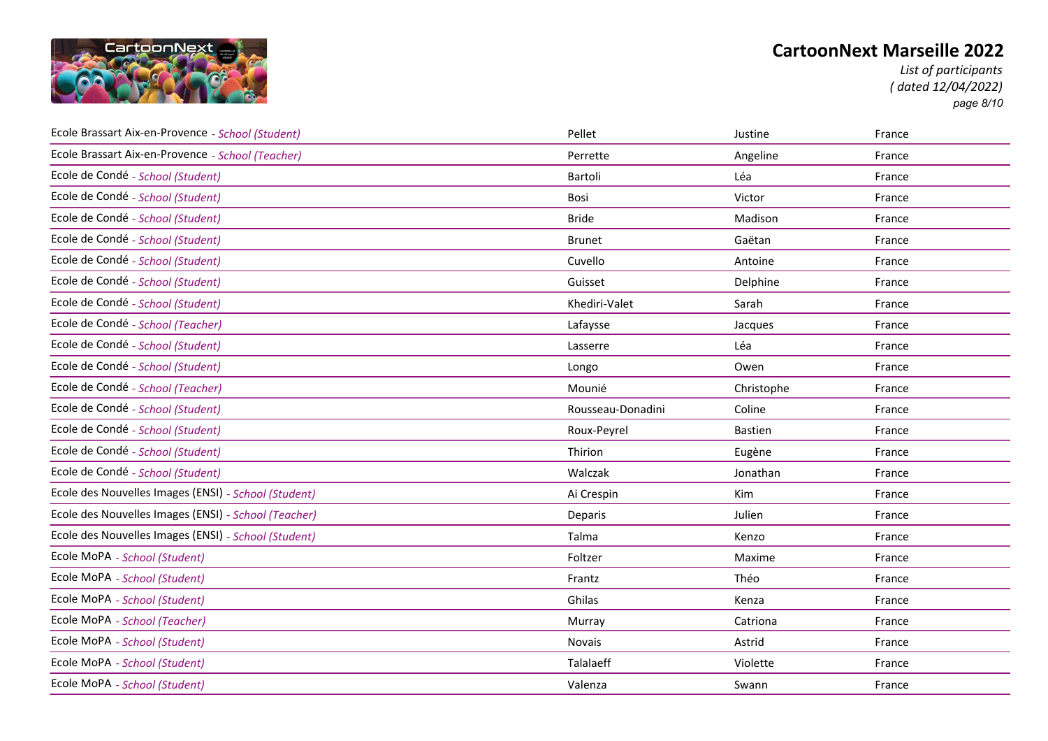# CartoonNext Marseille 2022

*List of participants*
*( dated 12/04/2022)*

| | | | |
|---|---|---|---|
| Ecole Brassart Aix-en-Provence - *School (Student)* | Pellet | Justine | France |
| Ecole Brassart Aix-en-Provence - *School (Teacher)* | Perrette | Angeline | France |
| Ecole de Condé - *School (Student)* | Bartoli | Léa | France |
| Ecole de Condé - *School (Student)* | Bosi | Victor | France |
| Ecole de Condé - *School (Student)* | Bride | Madison | France |
| Ecole de Condé - *School (Student)* | Brunet | Gaëtan | France |
| Ecole de Condé - *School (Student)* | Cuvello | Antoine | France |
| Ecole de Condé - *School (Student)* | Guisset | Delphine | France |
| Ecole de Condé - *School (Student)* | Khediri-Valet | Sarah | France |
| Ecole de Condé - *School (Teacher)* | Lafaysse | Jacques | France |
| Ecole de Condé - *School (Student)* | Lasserre | Léa | France |
| Ecole de Condé - *School (Student)* | Longo | Owen | France |
| Ecole de Condé - *School (Teacher)* | Mounié | Christophe | France |
| Ecole de Condé - *School (Student)* | Rousseau-Donadini | Coline | France |
| Ecole de Condé - *School (Student)* | Roux-Peyrel | Bastien | France |
| Ecole de Condé - *School (Student)* | Thirion | Eugène | France |
| Ecole de Condé - *School (Student)* | Walczak | Jonathan | France |
| Ecole des Nouvelles Images (ENSI) - *School (Student)* | Ai Crespin | Kim | France |
| Ecole des Nouvelles Images (ENSI) - *School (Teacher)* | Deparis | Julien | France |
| Ecole des Nouvelles Images (ENSI) - *School (Student)* | Talma | Kenzo | France |
| Ecole MoPA - *School (Student)* | Foltzer | Maxime | France |
| Ecole MoPA - *School (Student)* | Frantz | Théo | France |
| Ecole MoPA - *School (Student)* | Ghilas | Kenza | France |
| Ecole MoPA - *School (Teacher)* | Murray | Catriona | France |
| Ecole MoPA - *School (Student)* | Novais | Astrid | France |
| Ecole MoPA - *School (Student)* | Talalaeff | Violette | France |
| Ecole MoPA - *School (Student)* | Valenza | Swann | France |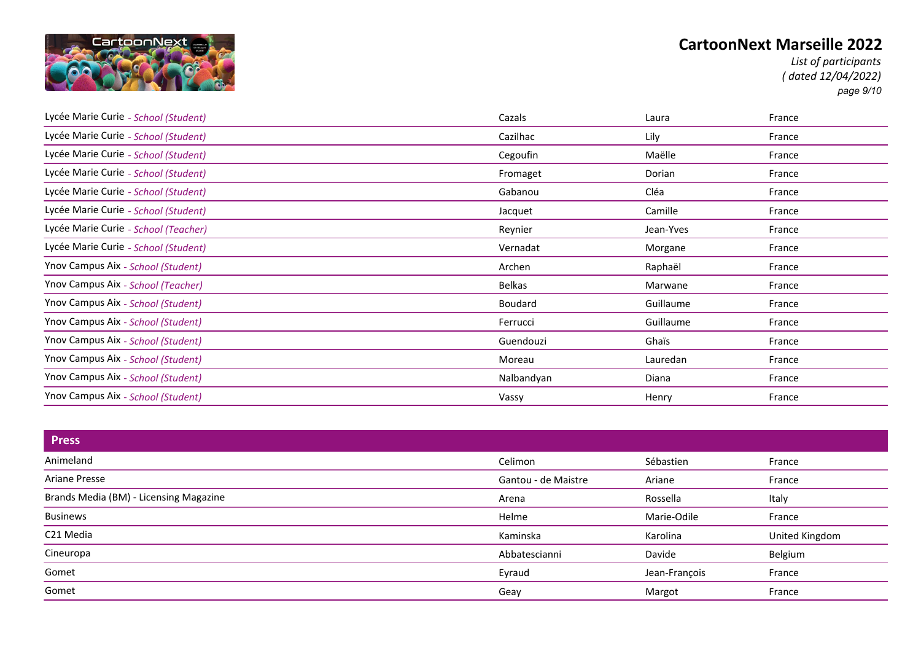| | | | |
|---|---|---|---|
| Lycée Marie Curie - *School (Student)* | Cazals | Laura | France |
| Lycée Marie Curie - *School (Student)* | Cazilhac | Lily | France |
| Lycée Marie Curie - *School (Student)* | Cegoufin | Maëlle | France |
| Lycée Marie Curie - *School (Student)* | Fromaget | Dorian | France |
| Lycée Marie Curie - *School (Student)* | Gabanou | Cléa | France |
| Lycée Marie Curie - *School (Student)* | Jacquet | Camille | France |
| Lycée Marie Curie - *School (Teacher)* | Reynier | Jean-Yves | France |
| Lycée Marie Curie - *School (Student)* | Vernadat | Morgane | France |
| Ynov Campus Aix - *School (Student)* | Archen | Raphaël | France |
| Ynov Campus Aix - *School (Teacher)* | Belkas | Marwane | France |
| Ynov Campus Aix - *School (Student)* | Boudard | Guillaume | France |
| Ynov Campus Aix - *School (Student)* | Ferrucci | Guillaume | France |
| Ynov Campus Aix - *School (Student)* | Guendouzi | Ghaïs | France |
| Ynov Campus Aix - *School (Student)* | Moreau | Lauredan | France |
| Ynov Campus Aix - *School (Student)* | Nalbandyan | Diana | France |
| Ynov Campus Aix - *School (Student)* | Vassy | Henry | France |

## Press

| | | | |
|---|---|---|---|
| Animeland | Celimon | Sébastien | France |
| Ariane Presse | Gantou - de Maistre | Ariane | France |
| Brands Media (BM) - Licensing Magazine | Arena | Rossella | Italy |
| Businews | Helme | Marie-Odile | France |
| C21 Media | Kaminska | Karolina | United Kingdom |
| Cineuropa | Abbatescianni | Davide | Belgium |
| Gomet | Eyraud | Jean-François | France |
| Gomet | Geay | Margot | France |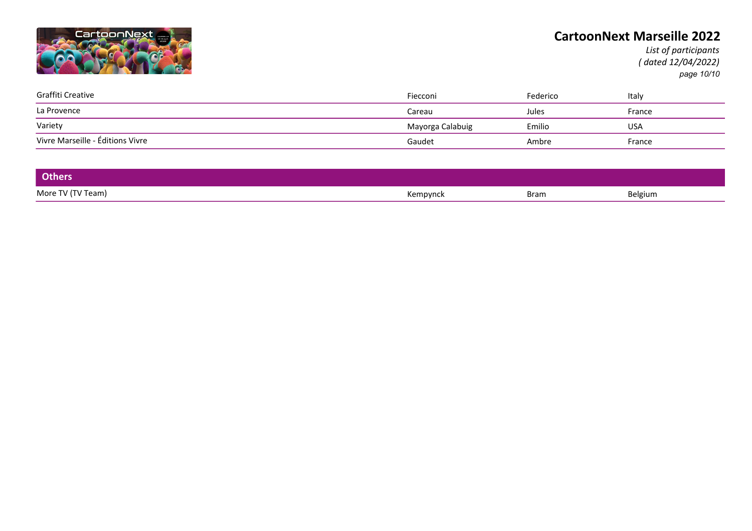| | | | |
|---|---|---|---|
| Graffiti Creative | Fiecconi | Federico | Italy |
| La Provence | Careau | Jules | France |
| Variety | Mayorga Calabuig | Emilio | USA |
| Vivre Marseille - Éditions Vivre | Gaudet | Ambre | France |

## Others

| | | | |
|---|---|---|---|
| More TV (TV Team) | Kempynck | Bram | Belgium |